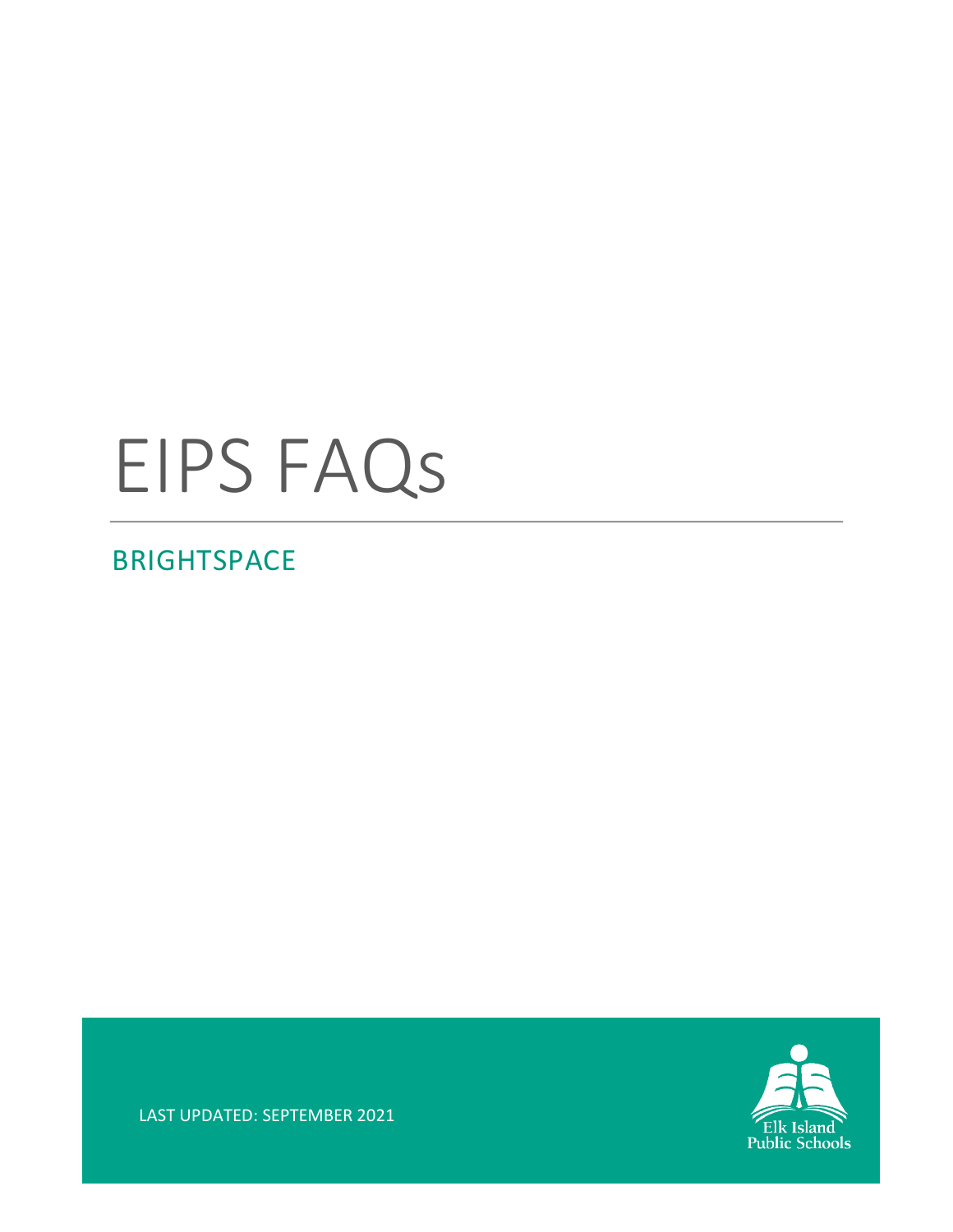# EIPS FAQs

## BRIGHTSPACE

LAST UPDATED: SEPTEMBER 2021

Elk Island Public Schools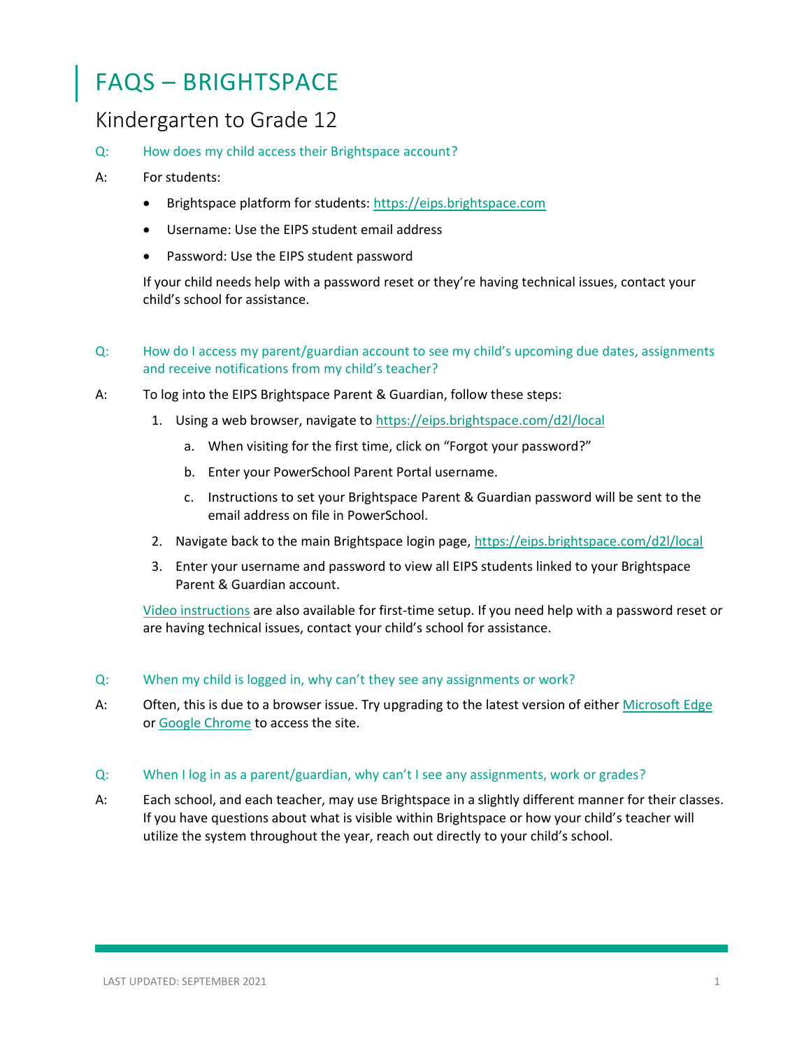# FAQS – BRIGHTSPACE

## Kindergarten to Grade 12

**Q: How does my child access their Brightspace account?**

A: For students:

- Brightspace platform for students: [https://eips.brightspace.com](https://eips.brightspace.com)
- Username: Use the EIPS student email address
- Password: Use the EIPS student password

If your child needs help with a password reset or they're having technical issues, contact your child's school for assistance.

**Q: How do I access my parent/guardian account to see my child's upcoming due dates, assignments and receive notifications from my child's teacher?**

A: To log into the EIPS Brightspace Parent & Guardian, follow these steps:

1. Using a web browser, navigate to [https://eips.brightspace.com/d2l/local](https://eips.brightspace.com/d2l/local)
   a. When visiting for the first time, click on "Forgot your password?"
   b. Enter your PowerSchool Parent Portal username.
   c. Instructions to set your Brightspace Parent & Guardian password will be sent to the email address on file in PowerSchool.
2. Navigate back to the main Brightspace login page, [https://eips.brightspace.com/d2l/local](https://eips.brightspace.com/d2l/local)
3. Enter your username and password to view all EIPS students linked to your Brightspace Parent & Guardian account.

Video instructions are also available for first-time setup. If you need help with a password reset or are having technical issues, contact your child's school for assistance.

**Q: When my child is logged in, why can't they see any assignments or work?**

A: Often, this is due to a browser issue. Try upgrading to the latest version of either Microsoft Edge or Google Chrome to access the site.

**Q: When I log in as a parent/guardian, why can't I see any assignments, work or grades?**

A: Each school, and each teacher, may use Brightspace in a slightly different manner for their classes. If you have questions about what is visible within Brightspace or how your child's teacher will utilize the system throughout the year, reach out directly to your child's school.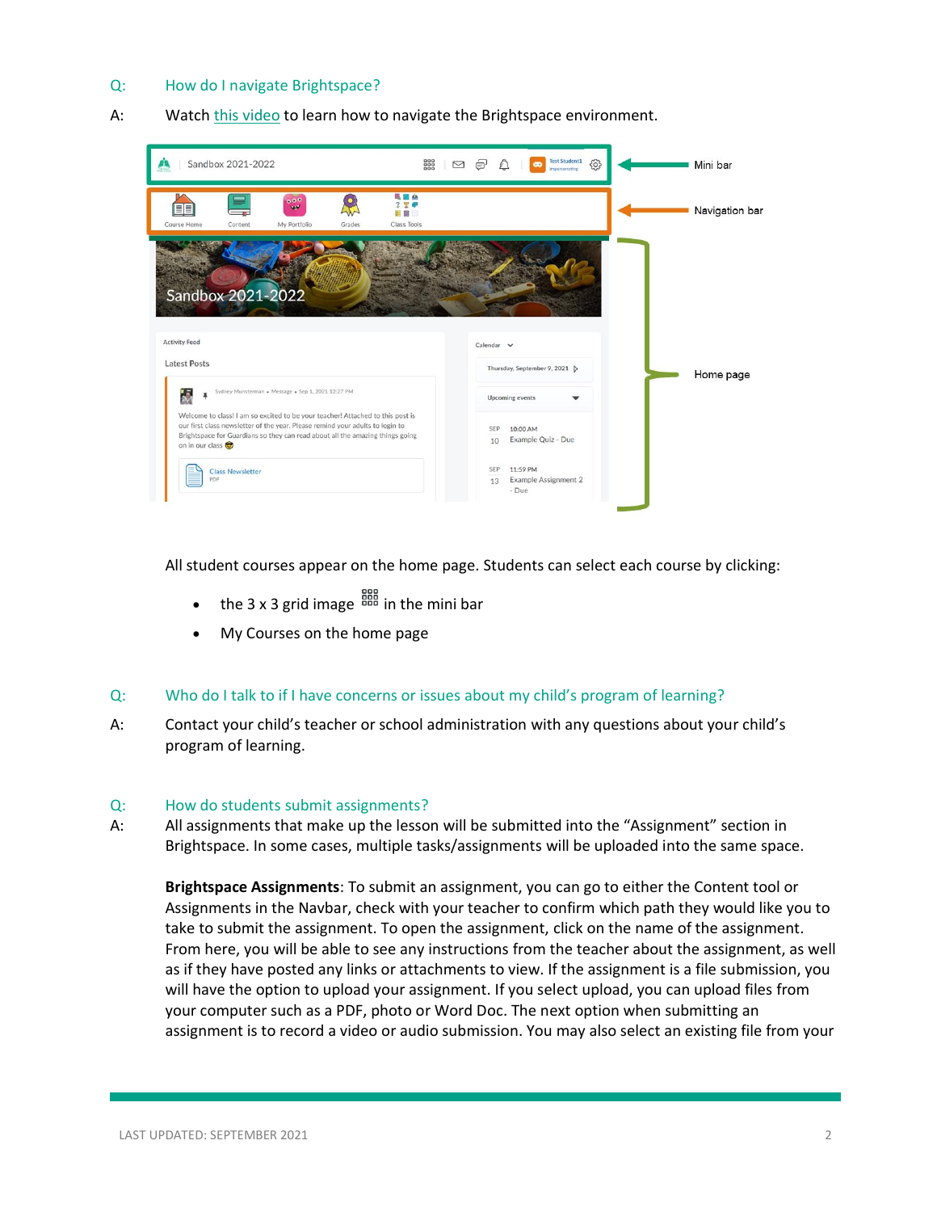Q: **How do I navigate Brightspace?**

A: Watch [this video](#) to learn how to navigate the Brightspace environment.

All student courses appear on the home page. Students can select each course by clicking:

- the 3 x 3 grid image in the mini bar
- My Courses on the home page

Q: **Who do I talk to if I have concerns or issues about my child's program of learning?**

A: Contact your child's teacher or school administration with any questions about your child's program of learning.

Q: **How do students submit assignments?**

A: All assignments that make up the lesson will be submitted into the "Assignment" section in Brightspace. In some cases, multiple tasks/assignments will be uploaded into the same space.

**Brightspace Assignments**: To submit an assignment, you can go to either the Content tool or Assignments in the Navbar, check with your teacher to confirm which path they would like you to take to submit the assignment. To open the assignment, click on the name of the assignment. From here, you will be able to see any instructions from the teacher about the assignment, as well as if they have posted any links or attachments to view. If the assignment is a file submission, you will have the option to upload your assignment. If you select upload, you can upload files from your computer such as a PDF, photo or Word Doc. The next option when submitting an assignment is to record a video or audio submission. You may also select an existing file from your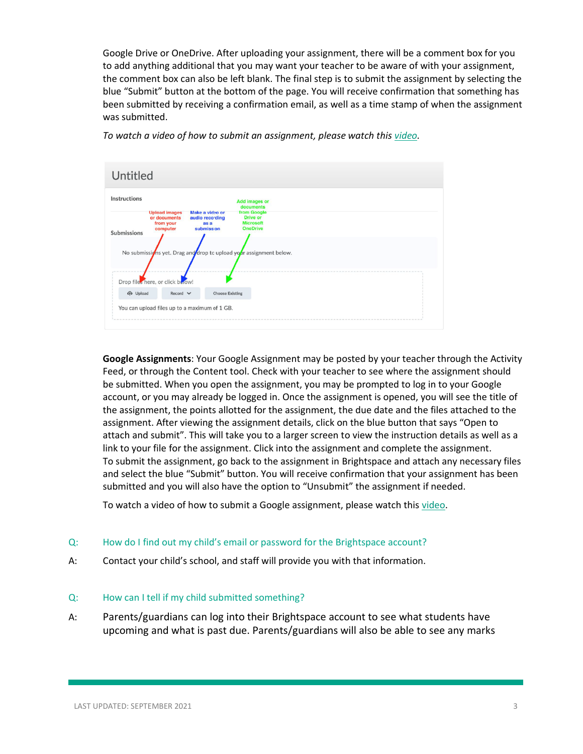Google Drive or OneDrive. After uploading your assignment, there will be a comment box for you to add anything additional that you may want your teacher to be aware of with your assignment, the comment box can also be left blank. The final step is to submit the assignment by selecting the blue "Submit" button at the bottom of the page. You will receive confirmation that something has been submitted by receiving a confirmation email, as well as a time stamp of when the assignment was submitted.

*To watch a video of how to submit an assignment, please watch this video.*

**Google Assignments**: Your Google Assignment may be posted by your teacher through the Activity Feed, or through the Content tool. Check with your teacher to see where the assignment should be submitted. When you open the assignment, you may be prompted to log in to your Google account, or you may already be logged in. Once the assignment is opened, you will see the title of the assignment, the points allotted for the assignment, the due date and the files attached to the assignment. After viewing the assignment details, click on the blue button that says "Open to attach and submit". This will take you to a larger screen to view the instruction details as well as a link to your file for the assignment. Click into the assignment and complete the assignment. To submit the assignment, go back to the assignment in Brightspace and attach any necessary files and select the blue "Submit" button. You will receive confirmation that your assignment has been submitted and you will also have the option to "Unsubmit" the assignment if needed.

To watch a video of how to submit a Google assignment, please watch this video.

Q: How do I find out my child's email or password for the Brightspace account?

A: Contact your child's school, and staff will provide you with that information.

Q: How can I tell if my child submitted something?

A: Parents/guardians can log into their Brightspace account to see what students have upcoming and what is past due. Parents/guardians will also be able to see any marks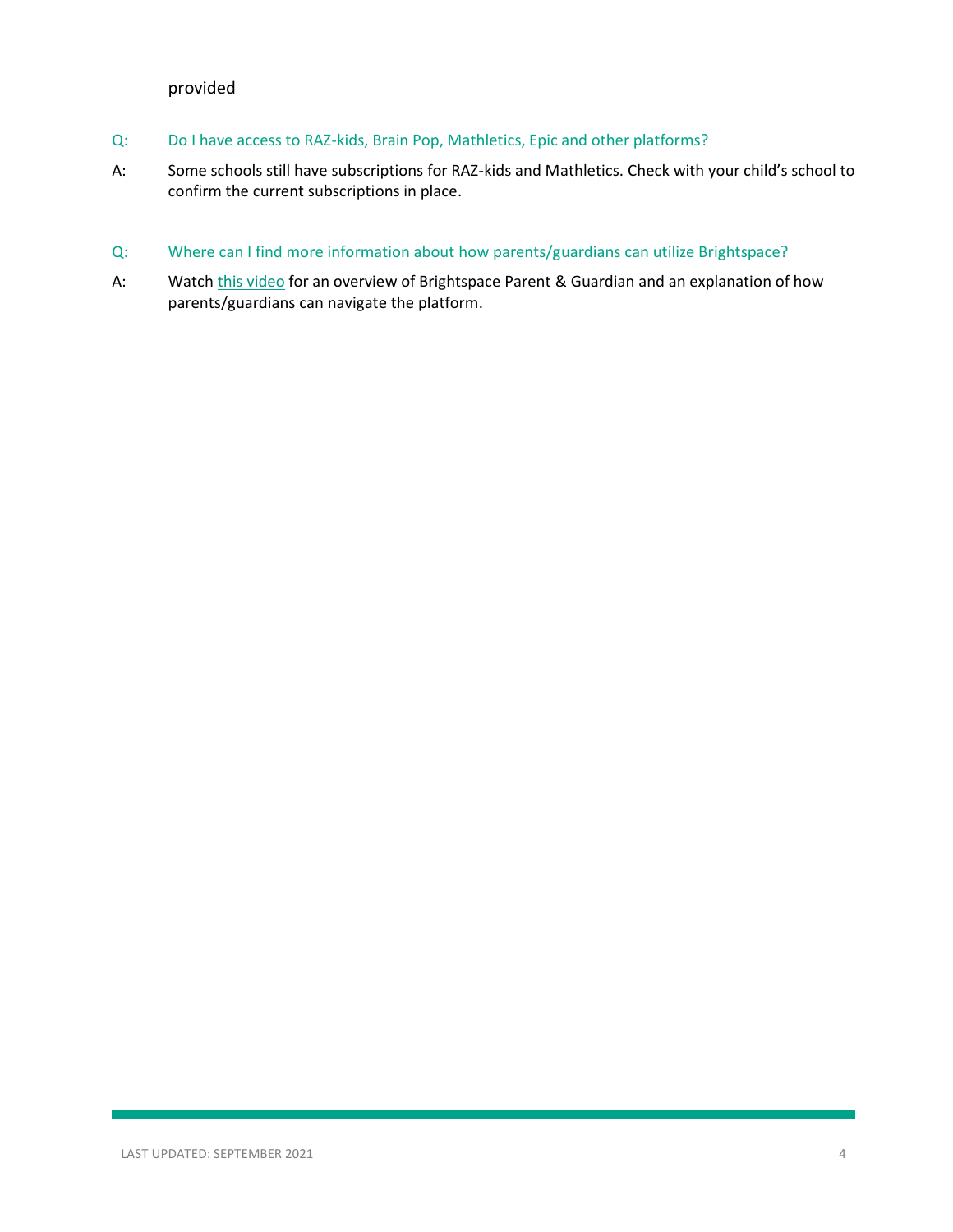provided

Q: Do I have access to RAZ-kids, Brain Pop, Mathletics, Epic and other platforms?

A: Some schools still have subscriptions for RAZ-kids and Mathletics. Check with your child's school to confirm the current subscriptions in place.

Q: Where can I find more information about how parents/guardians can utilize Brightspace?

A: Watch this video for an overview of Brightspace Parent & Guardian and an explanation of how parents/guardians can navigate the platform.